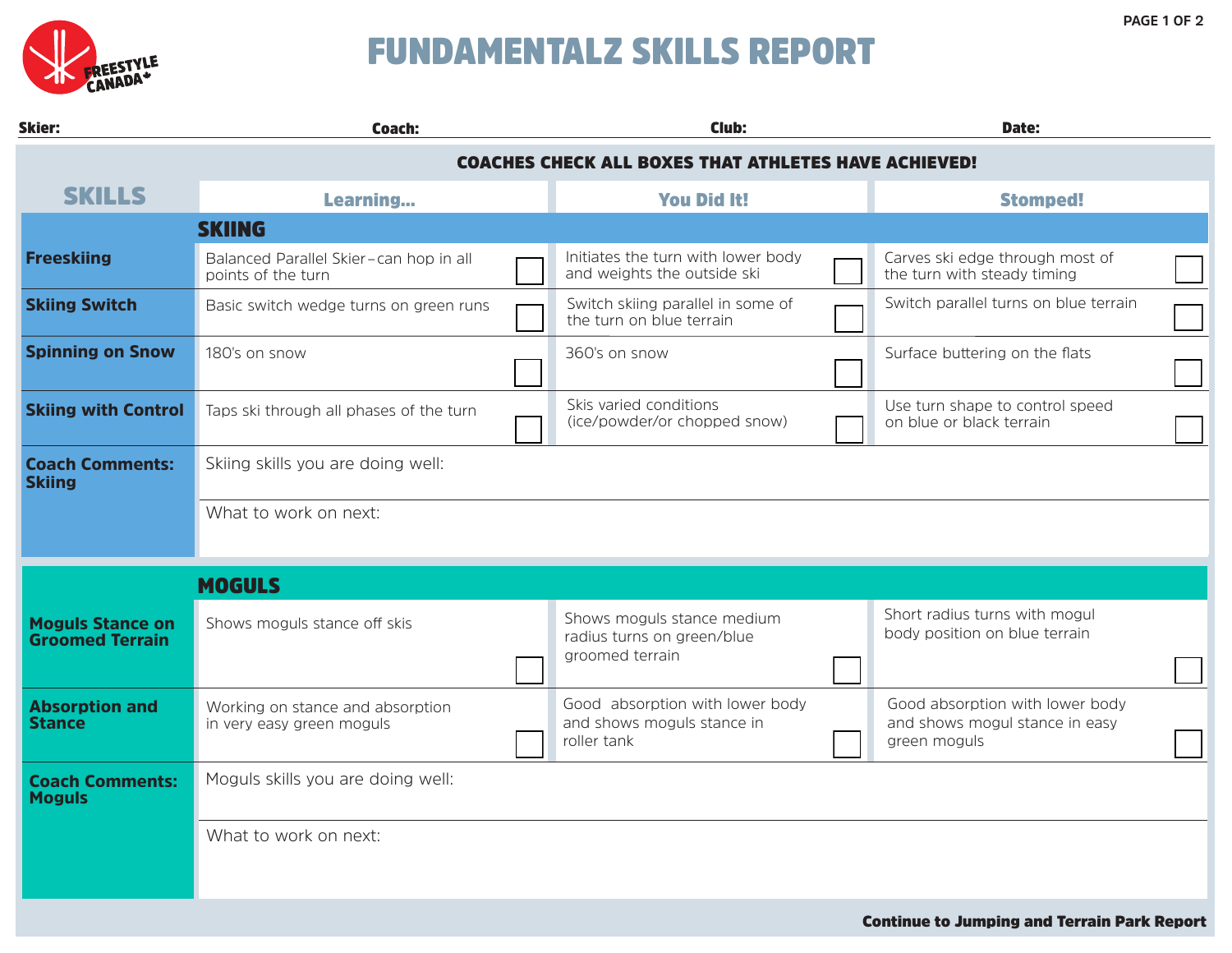# FUNDAMENTALZ SKILLS REPORT

**Skier:** **Coach:** **Club:** **Date:**

**COACHES CHECK ALL BOXES THAT ATHLETES HAVE ACHIEVED!**

| SKILLS | Learning... | You Did It! | Stomped! |
|---|---|---|---|
| **SKIING** | | | |
| **Freeskiing** | Balanced Parallel Skier – can hop in all points of the turn ☐ | Initiates the turn with lower body and weights the outside ski ☐ | Carves ski edge through most of the turn with steady timing ☐ |
| **Skiing Switch** | Basic switch wedge turns on green runs ☐ | Switch skiing parallel in some of the turn on blue terrain ☐ | Switch parallel turns on blue terrain ☐ |
| **Spinning on Snow** | 180's on snow ☐ | 360's on snow ☐ | Surface buttering on the flats ☐ |
| **Skiing with Control** | Taps ski through all phases of the turn ☐ | Skis varied conditions (ice/powder/or chopped snow) ☐ | Use turn shape to control speed on blue or black terrain ☐ |
| **Coach Comments: Skiing** | Skiing skills you are doing well: | | |
| | What to work on next: | | |
| **MOGULS** | | | |
| **Moguls Stance on Groomed Terrain** | Shows moguls stance off skis ☐ | Shows moguls stance medium radius turns on green/blue groomed terrain ☐ | Short radius turns with mogul body position on blue terrain ☐ |
| **Absorption and Stance** | Working on stance and absorption in very easy green moguls ☐ | Good absorption with lower body and shows moguls stance in roller tank ☐ | Good absorption with lower body and shows mogul stance in easy green moguls ☐ |
| **Coach Comments: Moguls** | Moguls skills you are doing well: | | |
| | What to work on next: | | |

**Continue to Jumping and Terrain Park Report**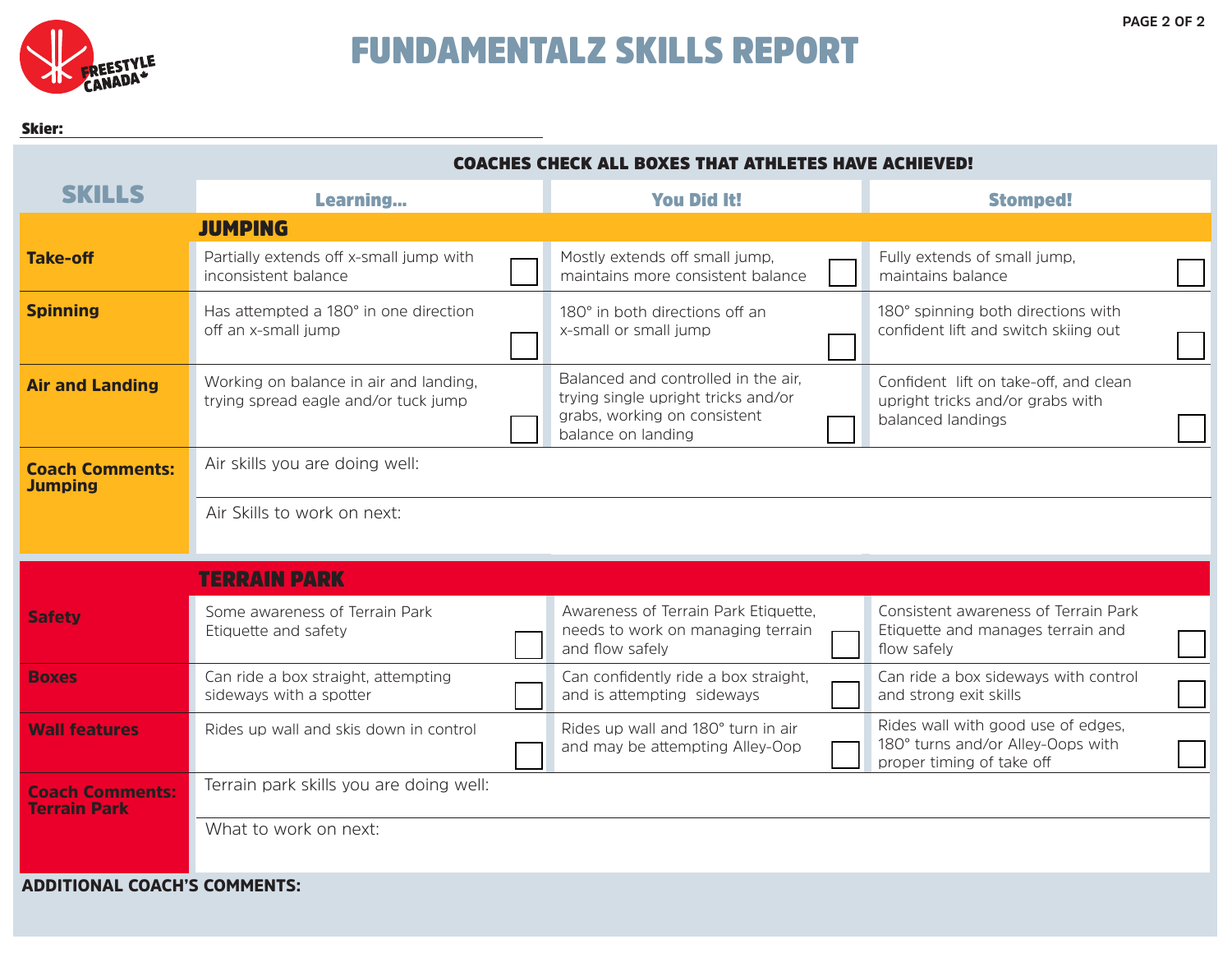# FUNDAMENTALZ SKILLS REPORT

**Skier:** ______________________________

**COACHES CHECK ALL BOXES THAT ATHLETES HAVE ACHIEVED!**

| SKILLS | Learning... | You Did It! | Stomped! |
|---|---|---|---|
| **JUMPING** | | | |
| **Take-off** | Partially extends off x-small jump with inconsistent balance ☐ | Mostly extends off small jump, maintains more consistent balance ☐ | Fully extends of small jump, maintains balance ☐ |
| **Spinning** | Has attempted a 180° in one direction off an x-small jump ☐ | 180° in both directions off an x-small or small jump ☐ | 180° spinning both directions with confident lift and switch skiing out ☐ |
| **Air and Landing** | Working on balance in air and landing, trying spread eagle and/or tuck jump ☐ | Balanced and controlled in the air, trying single upright tricks and/or grabs, working on consistent balance on landing ☐ | Confident lift on take-off, and clean upright tricks and/or grabs with balanced landings ☐ |
| **Coach Comments: Jumping** | Air skills you are doing well: | | |
| | Air Skills to work on next: | | |
| **TERRAIN PARK** | | | |
| **Safety** | Some awareness of Terrain Park Etiquette and safety ☐ | Awareness of Terrain Park Etiquette, needs to work on managing terrain and flow safely ☐ | Consistent awareness of Terrain Park Etiquette and manages terrain and flow safely ☐ |
| **Boxes** | Can ride a box straight, attempting sideways with a spotter ☐ | Can confidently ride a box straight, and is attempting sideways ☐ | Can ride a box sideways with control and strong exit skills ☐ |
| **Wall features** | Rides up wall and skis down in control ☐ | Rides up wall and 180° turn in air and may be attempting Alley-Oop ☐ | Rides wall with good use of edges, 180° turns and/or Alley-Oops with proper timing of take off ☐ |
| **Coach Comments: Terrain Park** | Terrain park skills you are doing well: | | |
| | What to work on next: | | |

**ADDITIONAL COACH'S COMMENTS:**